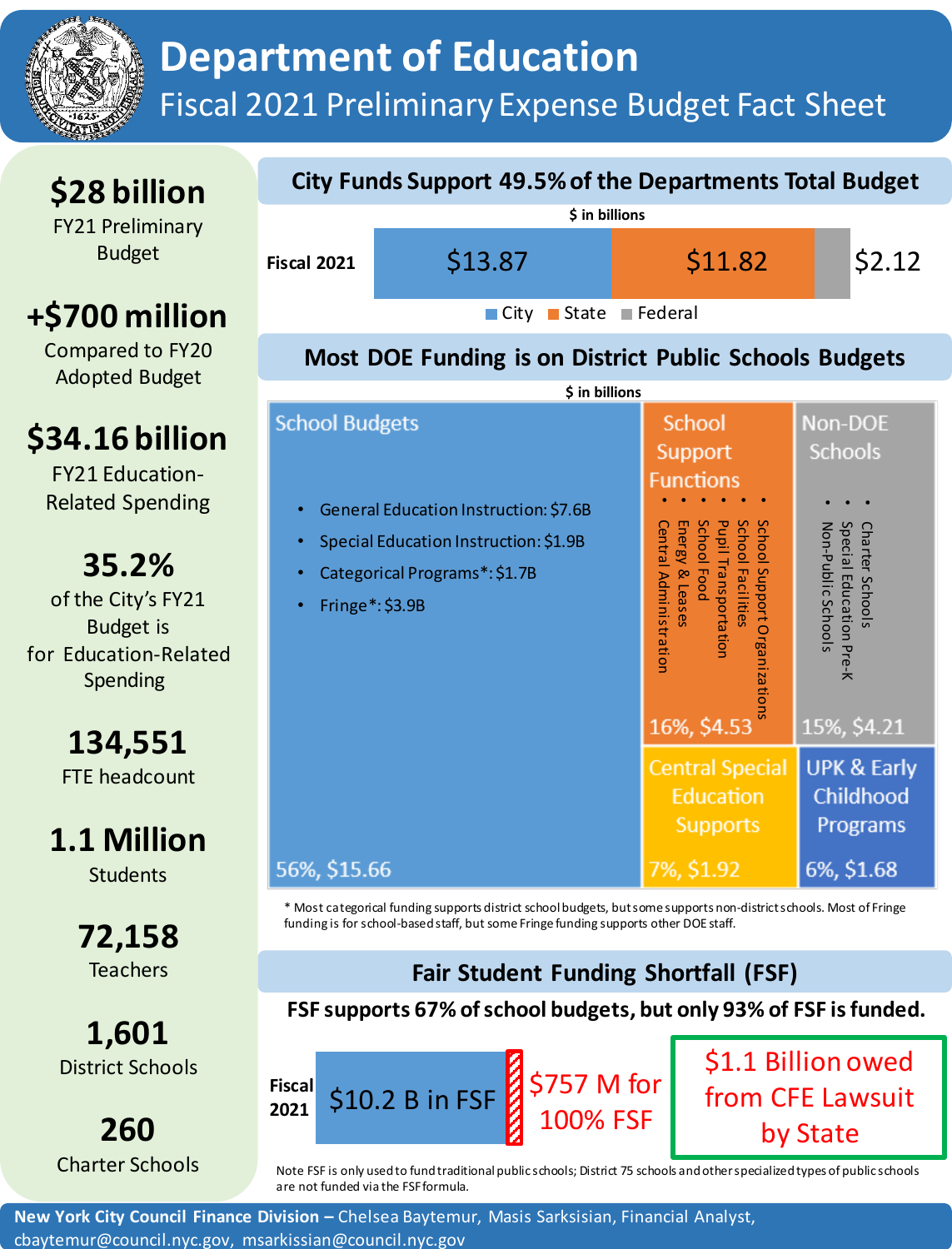# Department of Education

## Fiscal 2021 Preliminary Expense Budget Fact Sheet

**$28 billion**
FY21 Preliminary Budget

**+$700 million**
Compared to FY20 Adopted Budget

**$34.16 billion**
FY21 Education-Related Spending

**35.2%**
of the City's FY21 Budget is for Education-Related Spending

**134,551**
FTE headcount

**1.1 Million**
Students

**72,158**
Teachers

**1,601**
District Schools

**260**
Charter Schools

## City Funds Support 49.5% of the Departments Total Budget

$ in billions

| | City | State | Federal |
|---|---|---|---|
| Fiscal 2021 | $13.87 | $11.82 | $2.12 |

## Most DOE Funding is on District Public Schools Budgets

$ in billions

**School Budgets** — 56%, $15.66

- General Education Instruction: $7.6B
- Special Education Instruction: $1.9B
- Categorical Programs*: $1.7B
- Fringe*: $3.9B

**School Support Functions** — 16%, $4.53

- School Support Organizations
- School Facilities
- Pupil Transportation
- School Food
- Energy & Leases
- Central Administration

**Non-DOE Schools** — 15%, $4.21

- Charter Schools
- Special Education Pre-K
- Non-Public Schools

**Central Special Education Supports** — 7%, $1.92

**UPK & Early Childhood Programs** — 6%, $1.68

\* Most categorical funding supports district school budgets, but some supports non-district schools. Most of Fringe funding is for school-based staff, but some Fringe funding supports other DOE staff.

## Fair Student Funding Shortfall (FSF)

**FSF supports 67% of school budgets, but only 93% of FSF is funded.**

Fiscal 2021: $10.2 B in FSF | $757 M for 100% FSF

$1.1 Billion owed from CFE Lawsuit by State

Note FSF is only used to fund traditional public schools; District 75 schools and other specialized types of public schools are not funded via the FSF formula.

**New York City Council Finance Division –** Chelsea Baytemur, Masis Sarksisian, Financial Analyst, cbaytemur@council.nyc.gov, msarkissian@council.nyc.gov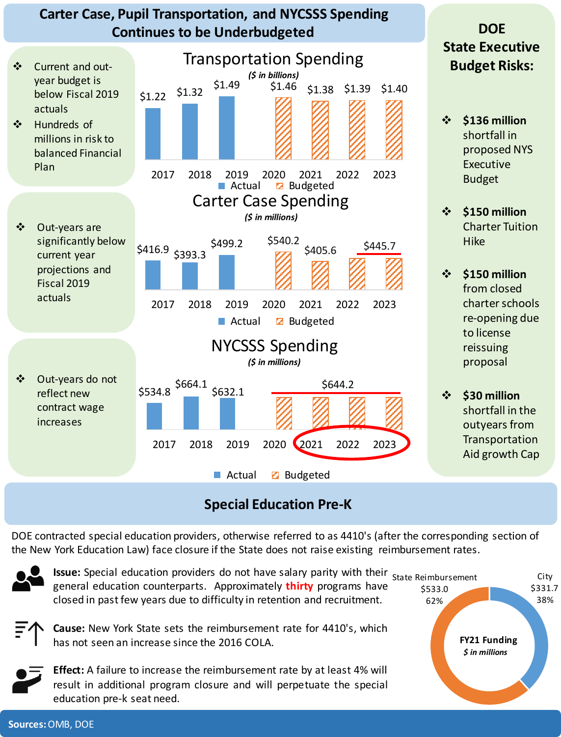# Carter Case, Pupil Transportation, and NYCSSS Spending Continues to be Underbudgeted

- Current and out-year budget is below Fiscal 2019 actuals
- Hundreds of millions in risk to balanced Financial Plan

Transportation Spending

*($ in billions)*

$1.22 $1.32 $1.49 $1.46 $1.38 $1.39 $1.40

2017 2018 2019 2020 2021 2022 2023

Actual Budgeted

- Out-years are significantly below current year projections and Fiscal 2019 actuals

Carter Case Spending

*($ in millions)*

$416.9 $393.3 $499.2 $540.2 $405.6 $445.7

2017 2018 2019 2020 2021 2022 2023

Actual Budgeted

- Out-years do not reflect new contract wage increases

NYCSSS Spending

*($ in millions)*

$534.8 $664.1 $632.1 $644.2

2017 2018 2019 2020 2021 2022 2023

Actual Budgeted

## DOE State Executive Budget Risks:

- **$136 million** shortfall in proposed NYS Executive Budget
- **$150 million** Charter Tuition Hike
- **$150 million** from closed charter schools re-opening due to license reissuing proposal
- **$30 million** shortfall in the outyears from Transportation Aid growth Cap

## Special Education Pre-K

DOE contracted special education providers, otherwise referred to as 4410's (after the corresponding section of the New York Education Law) face closure if the State does not raise existing reimbursement rates.

**Issue:** Special education providers do not have salary parity with their general education counterparts. Approximately **thirty** programs have closed in past few years due to difficulty in retention and recruitment.

**Cause:** New York State sets the reimbursement rate for 4410's, which has not seen an increase since the 2016 COLA.

**Effect:** A failure to increase the reimbursement rate by at least 4% will result in additional program closure and will perpetuate the special education pre-k seat need.

FY21 Funding

*$ in millions*

State Reimbursement $533.0 62%

City $331.7 38%

**Sources:** OMB, DOE